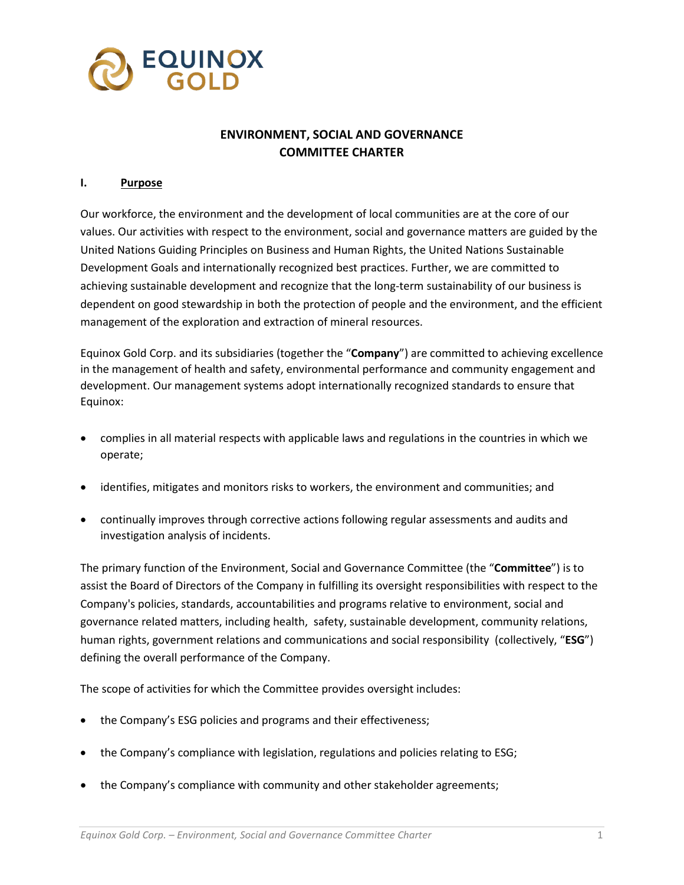# ENVIRONMENT, SOCIAL AND GOVERNANCE COMMITTEE CHARTER

## I. Purpose

Our workforce, the environment and the development of local communities are at the core of our values. Our activities with respect to the environment, social and governance matters are guided by the United Nations Guiding Principles on Business and Human Rights, the United Nations Sustainable Development Goals and internationally recognized best practices. Further, we are committed to achieving sustainable development and recognize that the long-term sustainability of our business is dependent on good stewardship in both the protection of people and the environment, and the efficient management of the exploration and extraction of mineral resources.

Equinox Gold Corp. and its subsidiaries (together the "**Company**") are committed to achieving excellence in the management of health and safety, environmental performance and community engagement and development. Our management systems adopt internationally recognized standards to ensure that Equinox:

- complies in all material respects with applicable laws and regulations in the countries in which we operate;
- identifies, mitigates and monitors risks to workers, the environment and communities; and
- continually improves through corrective actions following regular assessments and audits and investigation analysis of incidents.

The primary function of the Environment, Social and Governance Committee (the "**Committee**") is to assist the Board of Directors of the Company in fulfilling its oversight responsibilities with respect to the Company's policies, standards, accountabilities and programs relative to environment, social and governance related matters, including health, safety, sustainable development, community relations, human rights, government relations and communications and social responsibility (collectively, "**ESG**") defining the overall performance of the Company.

The scope of activities for which the Committee provides oversight includes:

- the Company's ESG policies and programs and their effectiveness;
- the Company's compliance with legislation, regulations and policies relating to ESG;
- the Company's compliance with community and other stakeholder agreements;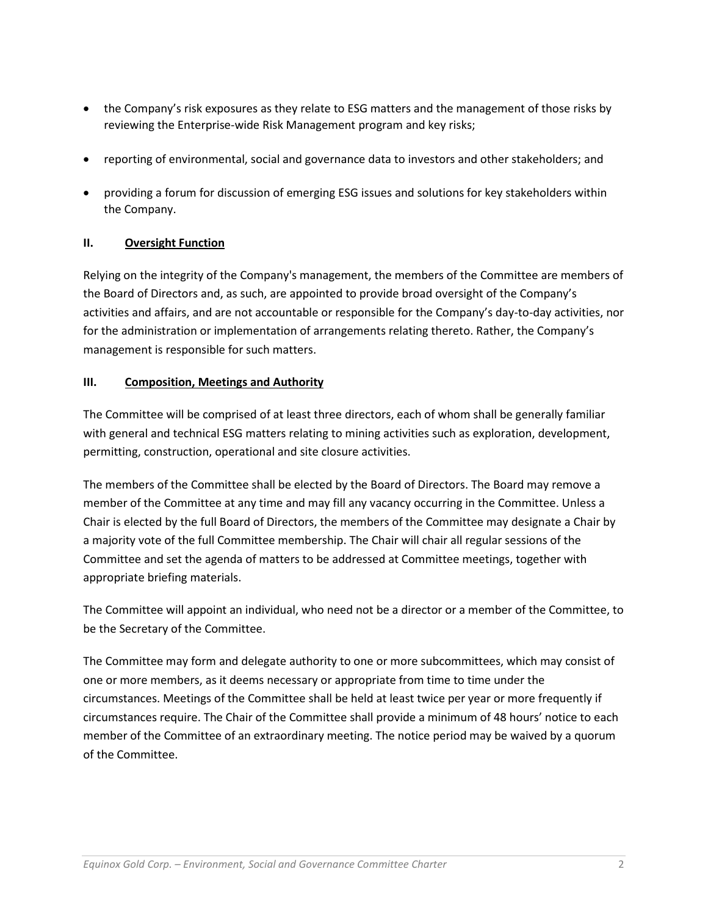- the Company's risk exposures as they relate to ESG matters and the management of those risks by reviewing the Enterprise-wide Risk Management program and key risks;
- reporting of environmental, social and governance data to investors and other stakeholders; and
- providing a forum for discussion of emerging ESG issues and solutions for key stakeholders within the Company.

## II. <u>Oversight Function</u>

Relying on the integrity of the Company's management, the members of the Committee are members of the Board of Directors and, as such, are appointed to provide broad oversight of the Company's activities and affairs, and are not accountable or responsible for the Company's day-to-day activities, nor for the administration or implementation of arrangements relating thereto. Rather, the Company's management is responsible for such matters.

## III. <u>Composition, Meetings and Authority</u>

The Committee will be comprised of at least three directors, each of whom shall be generally familiar with general and technical ESG matters relating to mining activities such as exploration, development, permitting, construction, operational and site closure activities.

The members of the Committee shall be elected by the Board of Directors. The Board may remove a member of the Committee at any time and may fill any vacancy occurring in the Committee. Unless a Chair is elected by the full Board of Directors, the members of the Committee may designate a Chair by a majority vote of the full Committee membership. The Chair will chair all regular sessions of the Committee and set the agenda of matters to be addressed at Committee meetings, together with appropriate briefing materials.

The Committee will appoint an individual, who need not be a director or a member of the Committee, to be the Secretary of the Committee.

The Committee may form and delegate authority to one or more subcommittees, which may consist of one or more members, as it deems necessary or appropriate from time to time under the circumstances. Meetings of the Committee shall be held at least twice per year or more frequently if circumstances require. The Chair of the Committee shall provide a minimum of 48 hours' notice to each member of the Committee of an extraordinary meeting. The notice period may be waived by a quorum of the Committee.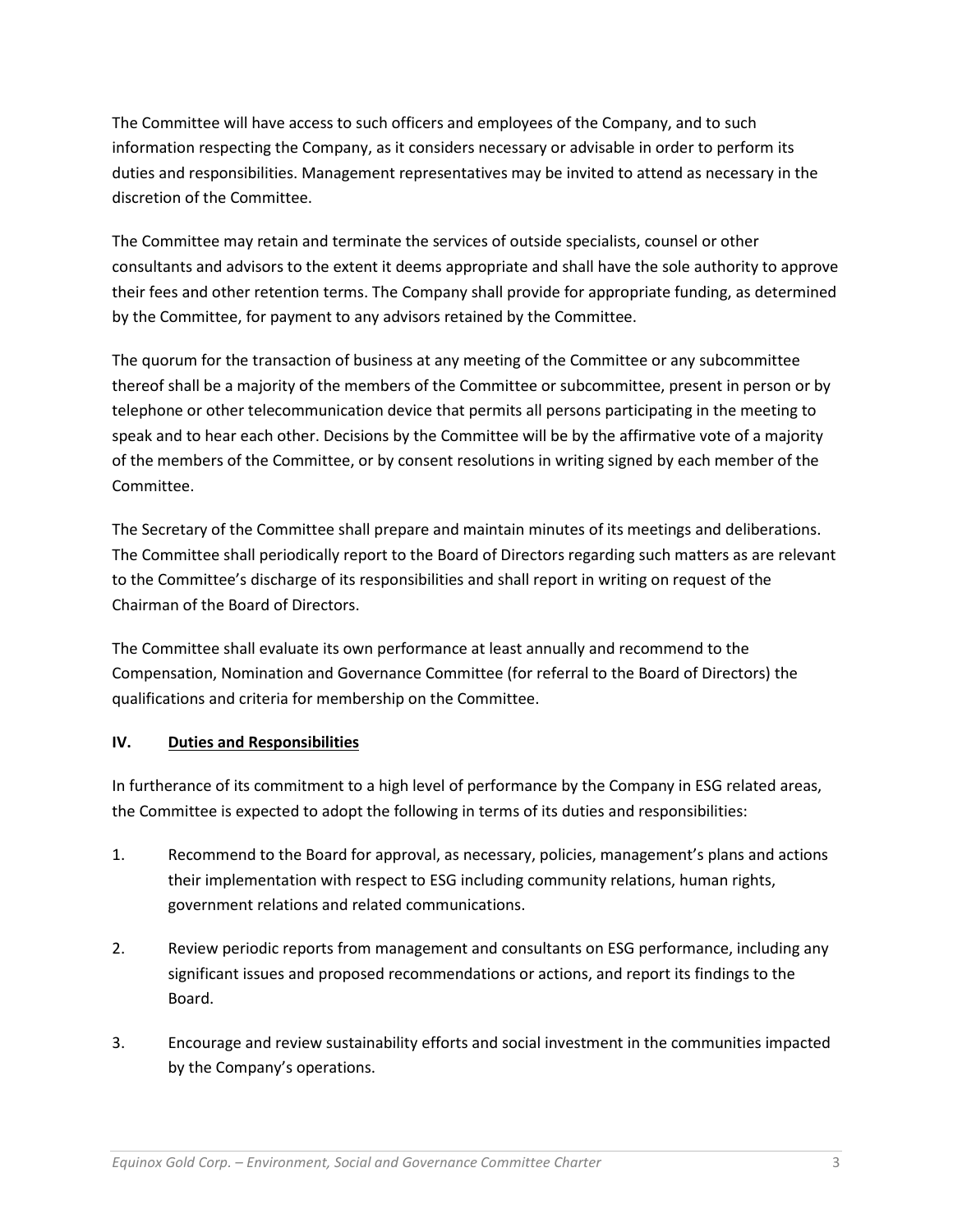The Committee will have access to such officers and employees of the Company, and to such information respecting the Company, as it considers necessary or advisable in order to perform its duties and responsibilities. Management representatives may be invited to attend as necessary in the discretion of the Committee.

The Committee may retain and terminate the services of outside specialists, counsel or other consultants and advisors to the extent it deems appropriate and shall have the sole authority to approve their fees and other retention terms. The Company shall provide for appropriate funding, as determined by the Committee, for payment to any advisors retained by the Committee.

The quorum for the transaction of business at any meeting of the Committee or any subcommittee thereof shall be a majority of the members of the Committee or subcommittee, present in person or by telephone or other telecommunication device that permits all persons participating in the meeting to speak and to hear each other. Decisions by the Committee will be by the affirmative vote of a majority of the members of the Committee, or by consent resolutions in writing signed by each member of the Committee.

The Secretary of the Committee shall prepare and maintain minutes of its meetings and deliberations. The Committee shall periodically report to the Board of Directors regarding such matters as are relevant to the Committee's discharge of its responsibilities and shall report in writing on request of the Chairman of the Board of Directors.

The Committee shall evaluate its own performance at least annually and recommend to the Compensation, Nomination and Governance Committee (for referral to the Board of Directors) the qualifications and criteria for membership on the Committee.

## IV. Duties and Responsibilities

In furtherance of its commitment to a high level of performance by the Company in ESG related areas, the Committee is expected to adopt the following in terms of its duties and responsibilities:

1. Recommend to the Board for approval, as necessary, policies, management's plans and actions their implementation with respect to ESG including community relations, human rights, government relations and related communications.
2. Review periodic reports from management and consultants on ESG performance, including any significant issues and proposed recommendations or actions, and report its findings to the Board.
3. Encourage and review sustainability efforts and social investment in the communities impacted by the Company's operations.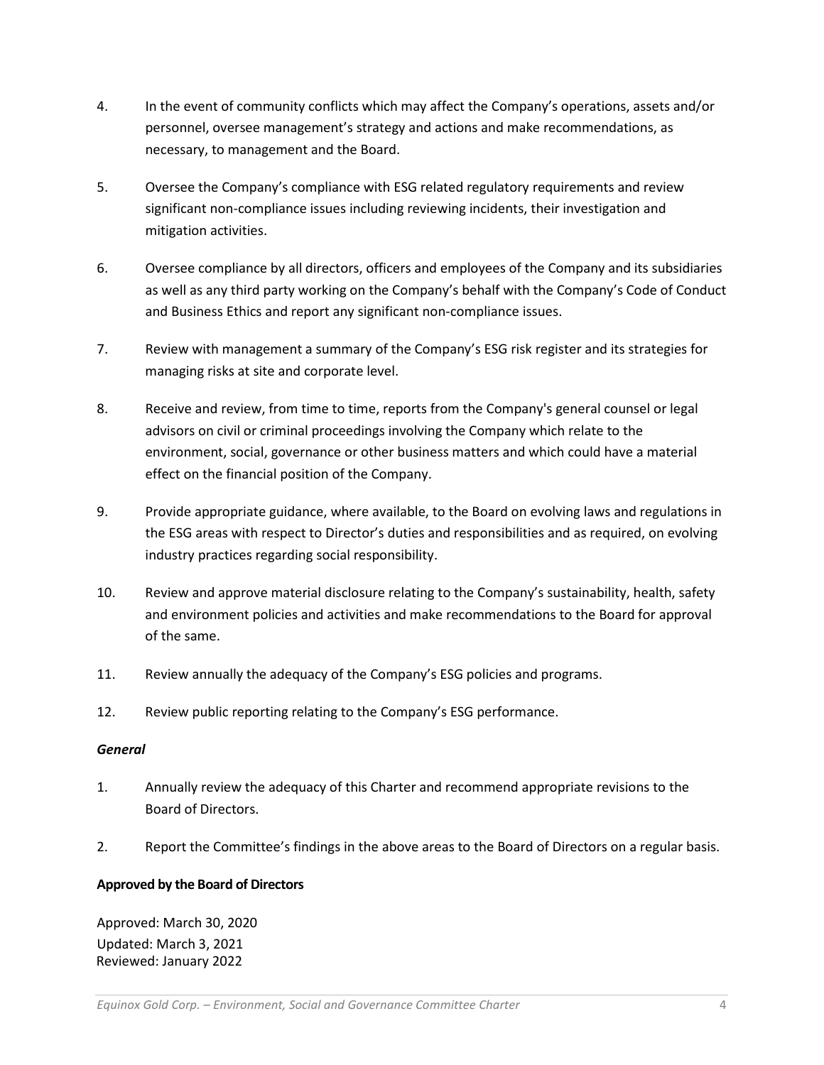4. In the event of community conflicts which may affect the Company's operations, assets and/or personnel, oversee management's strategy and actions and make recommendations, as necessary, to management and the Board.

5. Oversee the Company's compliance with ESG related regulatory requirements and review significant non-compliance issues including reviewing incidents, their investigation and mitigation activities.

6. Oversee compliance by all directors, officers and employees of the Company and its subsidiaries as well as any third party working on the Company's behalf with the Company's Code of Conduct and Business Ethics and report any significant non-compliance issues.

7. Review with management a summary of the Company's ESG risk register and its strategies for managing risks at site and corporate level.

8. Receive and review, from time to time, reports from the Company's general counsel or legal advisors on civil or criminal proceedings involving the Company which relate to the environment, social, governance or other business matters and which could have a material effect on the financial position of the Company.

9. Provide appropriate guidance, where available, to the Board on evolving laws and regulations in the ESG areas with respect to Director's duties and responsibilities and as required, on evolving industry practices regarding social responsibility.

10. Review and approve material disclosure relating to the Company's sustainability, health, safety and environment policies and activities and make recommendations to the Board for approval of the same.

11. Review annually the adequacy of the Company's ESG policies and programs.

12. Review public reporting relating to the Company's ESG performance.

***General***

1. Annually review the adequacy of this Charter and recommend appropriate revisions to the Board of Directors.

2. Report the Committee's findings in the above areas to the Board of Directors on a regular basis.

**Approved by the Board of Directors**

Approved: March 30, 2020
Updated: March 3, 2021
Reviewed: January 2022